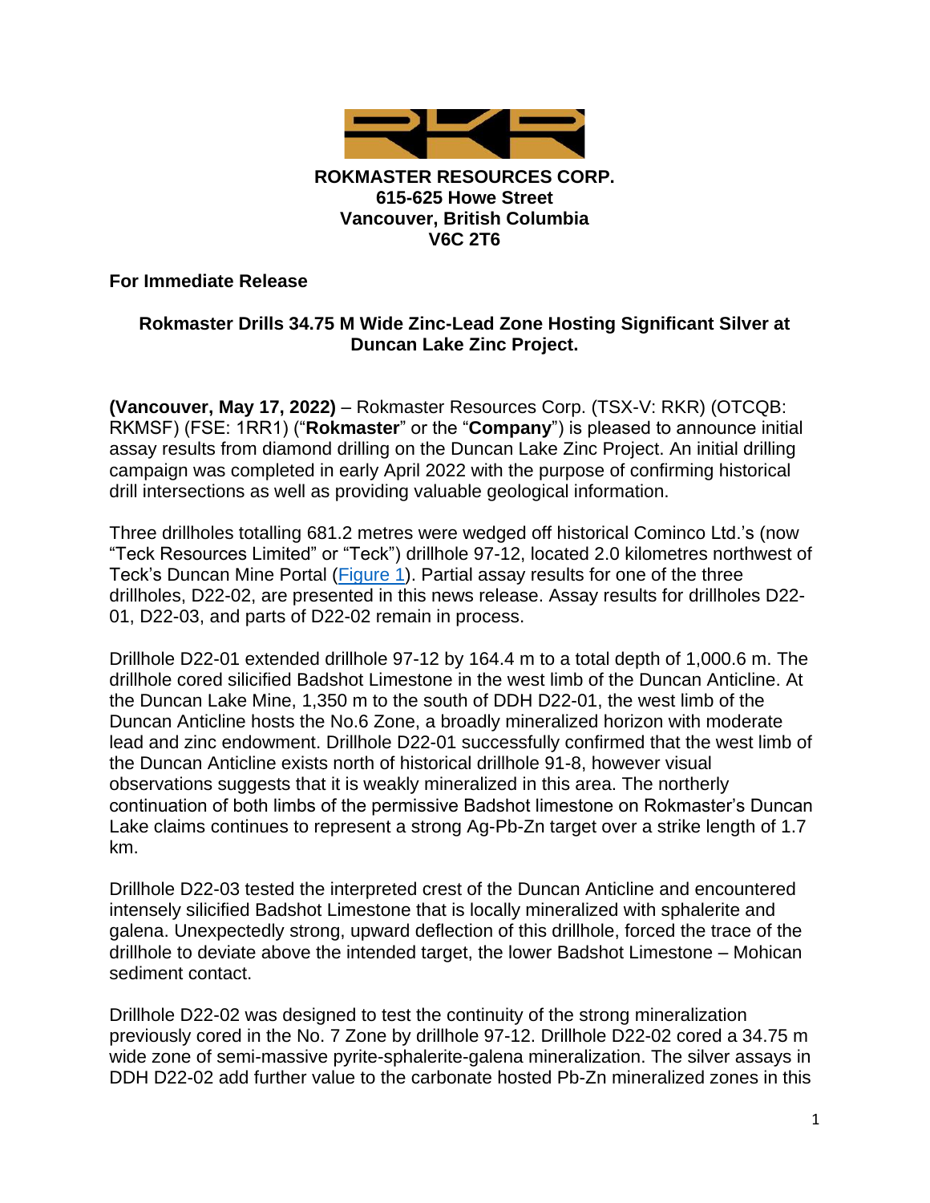**ROKMASTER RESOURCES CORP.**
**615-625 Howe Street**
**Vancouver, British Columbia**
**V6C 2T6**

**For Immediate Release**

## Rokmaster Drills 34.75 M Wide Zinc-Lead Zone Hosting Significant Silver at Duncan Lake Zinc Project.

**(Vancouver, May 17, 2022)** – Rokmaster Resources Corp. (TSX-V: RKR) (OTCQB: RKMSF) (FSE: 1RR1) ("**Rokmaster**" or the "**Company**") is pleased to announce initial assay results from diamond drilling on the Duncan Lake Zinc Project. An initial drilling campaign was completed in early April 2022 with the purpose of confirming historical drill intersections as well as providing valuable geological information.

Three drillholes totalling 681.2 metres were wedged off historical Cominco Ltd.'s (now "Teck Resources Limited" or "Teck") drillhole 97-12, located 2.0 kilometres northwest of Teck's Duncan Mine Portal (Figure 1). Partial assay results for one of the three drillholes, D22-02, are presented in this news release. Assay results for drillholes D22-01, D22-03, and parts of D22-02 remain in process.

Drillhole D22-01 extended drillhole 97-12 by 164.4 m to a total depth of 1,000.6 m. The drillhole cored silicified Badshot Limestone in the west limb of the Duncan Anticline. At the Duncan Lake Mine, 1,350 m to the south of DDH D22-01, the west limb of the Duncan Anticline hosts the No.6 Zone, a broadly mineralized horizon with moderate lead and zinc endowment. Drillhole D22-01 successfully confirmed that the west limb of the Duncan Anticline exists north of historical drillhole 91-8, however visual observations suggests that it is weakly mineralized in this area. The northerly continuation of both limbs of the permissive Badshot limestone on Rokmaster's Duncan Lake claims continues to represent a strong Ag-Pb-Zn target over a strike length of 1.7 km.

Drillhole D22-03 tested the interpreted crest of the Duncan Anticline and encountered intensely silicified Badshot Limestone that is locally mineralized with sphalerite and galena. Unexpectedly strong, upward deflection of this drillhole, forced the trace of the drillhole to deviate above the intended target, the lower Badshot Limestone – Mohican sediment contact.

Drillhole D22-02 was designed to test the continuity of the strong mineralization previously cored in the No. 7 Zone by drillhole 97-12. Drillhole D22-02 cored a 34.75 m wide zone of semi-massive pyrite-sphalerite-galena mineralization. The silver assays in DDH D22-02 add further value to the carbonate hosted Pb-Zn mineralized zones in this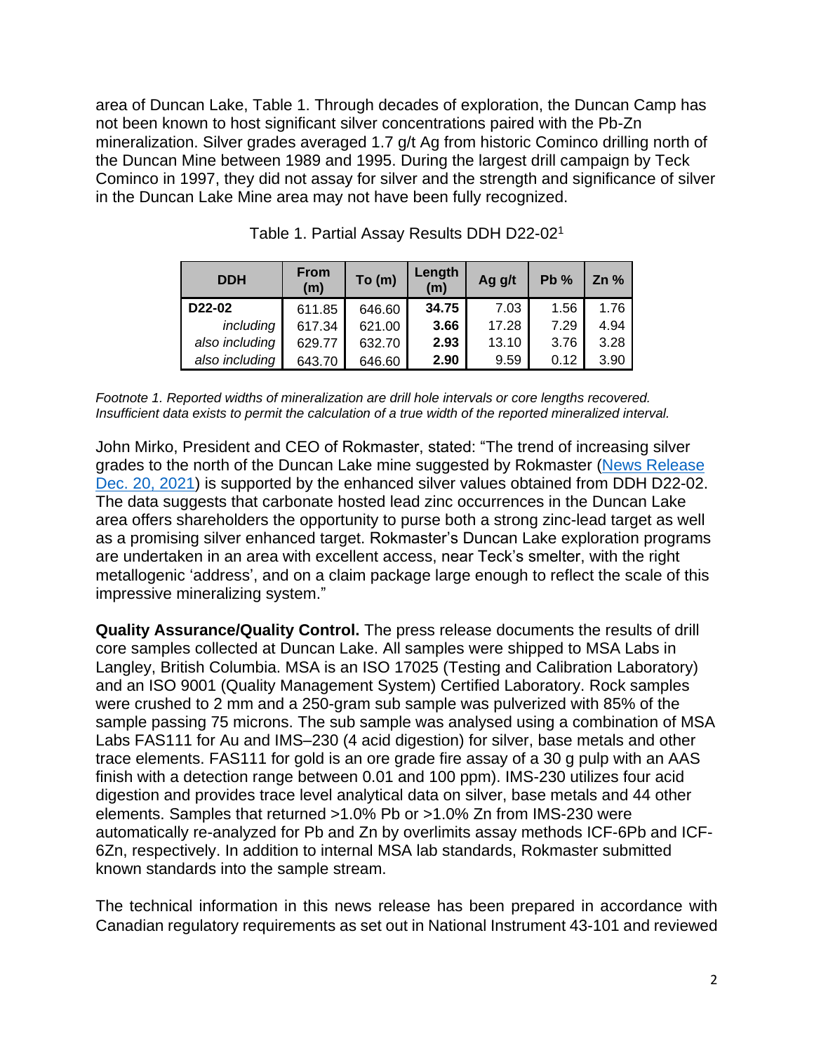area of Duncan Lake, Table 1. Through decades of exploration, the Duncan Camp has not been known to host significant silver concentrations paired with the Pb-Zn mineralization. Silver grades averaged 1.7 g/t Ag from historic Cominco drilling north of the Duncan Mine between 1989 and 1995. During the largest drill campaign by Teck Cominco in 1997, they did not assay for silver and the strength and significance of silver in the Duncan Lake Mine area may not have been fully recognized.

Table 1. Partial Assay Results DDH D22-02[1]

| DDH | From (m) | To (m) | Length (m) | Ag g/t | Pb % | Zn % |
|---|---|---|---|---|---|---|
| **D22-02** | 611.85 | 646.60 | **34.75** | 7.03 | 1.56 | 1.76 |
| *including* | 617.34 | 621.00 | **3.66** | 17.28 | 7.29 | 4.94 |
| *also including* | 629.77 | 632.70 | **2.93** | 13.10 | 3.76 | 3.28 |
| *also including* | 643.70 | 646.60 | **2.90** | 9.59 | 0.12 | 3.90 |

*Footnote 1. Reported widths of mineralization are drill hole intervals or core lengths recovered. Insufficient data exists to permit the calculation of a true width of the reported mineralized interval.*

John Mirko, President and CEO of Rokmaster, stated: "The trend of increasing silver grades to the north of the Duncan Lake mine suggested by Rokmaster (News Release Dec. 20, 2021) is supported by the enhanced silver values obtained from DDH D22-02. The data suggests that carbonate hosted lead zinc occurrences in the Duncan Lake area offers shareholders the opportunity to purse both a strong zinc-lead target as well as a promising silver enhanced target. Rokmaster's Duncan Lake exploration programs are undertaken in an area with excellent access, near Teck's smelter, with the right metallogenic 'address', and on a claim package large enough to reflect the scale of this impressive mineralizing system."

**Quality Assurance/Quality Control.** The press release documents the results of drill core samples collected at Duncan Lake. All samples were shipped to MSA Labs in Langley, British Columbia. MSA is an ISO 17025 (Testing and Calibration Laboratory) and an ISO 9001 (Quality Management System) Certified Laboratory. Rock samples were crushed to 2 mm and a 250-gram sub sample was pulverized with 85% of the sample passing 75 microns. The sub sample was analysed using a combination of MSA Labs FAS111 for Au and IMS–230 (4 acid digestion) for silver, base metals and other trace elements. FAS111 for gold is an ore grade fire assay of a 30 g pulp with an AAS finish with a detection range between 0.01 and 100 ppm). IMS-230 utilizes four acid digestion and provides trace level analytical data on silver, base metals and 44 other elements. Samples that returned >1.0% Pb or >1.0% Zn from IMS-230 were automatically re-analyzed for Pb and Zn by overlimits assay methods ICF-6Pb and ICF-6Zn, respectively. In addition to internal MSA lab standards, Rokmaster submitted known standards into the sample stream.

The technical information in this news release has been prepared in accordance with Canadian regulatory requirements as set out in National Instrument 43-101 and reviewed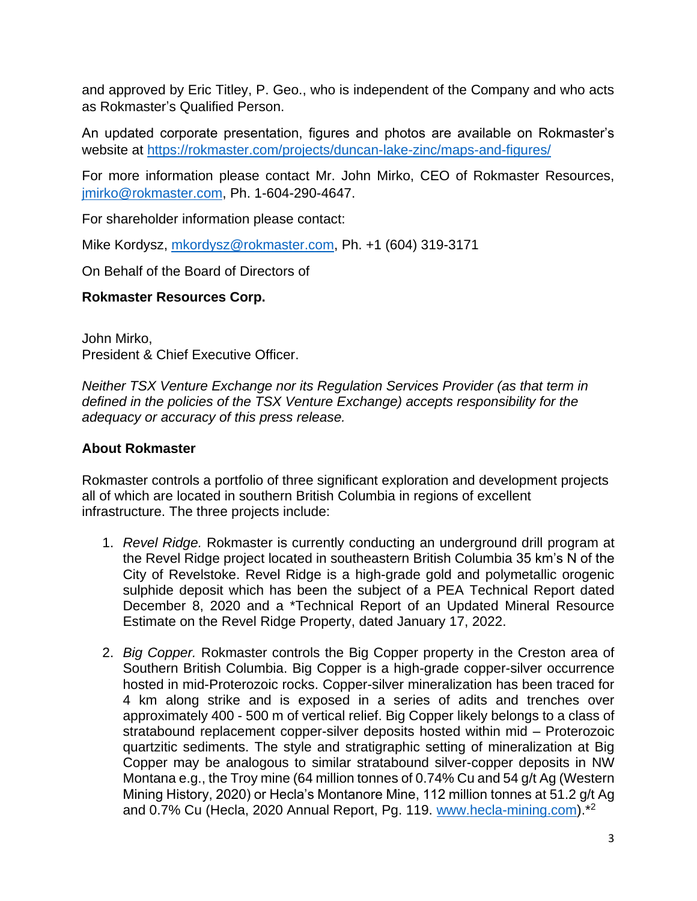and approved by Eric Titley, P. Geo., who is independent of the Company and who acts as Rokmaster's Qualified Person.

An updated corporate presentation, figures and photos are available on Rokmaster's website at [https://rokmaster.com/projects/duncan-lake-zinc/maps-and-figures/](https://rokmaster.com/projects/duncan-lake-zinc/maps-and-figures/)

For more information please contact Mr. John Mirko, CEO of Rokmaster Resources, [jmirko@rokmaster.com](mailto:jmirko@rokmaster.com), Ph. 1-604-290-4647.

For shareholder information please contact:

Mike Kordysz, [mkordysz@rokmaster.com](mailto:mkordysz@rokmaster.com), Ph. +1 (604) 319-3171

On Behalf of the Board of Directors of

**Rokmaster Resources Corp.**

John Mirko,
President & Chief Executive Officer.

*Neither TSX Venture Exchange nor its Regulation Services Provider (as that term in defined in the policies of the TSX Venture Exchange) accepts responsibility for the adequacy or accuracy of this press release.*

**About Rokmaster**

Rokmaster controls a portfolio of three significant exploration and development projects all of which are located in southern British Columbia in regions of excellent infrastructure. The three projects include:

1. *Revel Ridge.* Rokmaster is currently conducting an underground drill program at the Revel Ridge project located in southeastern British Columbia 35 km's N of the City of Revelstoke. Revel Ridge is a high-grade gold and polymetallic orogenic sulphide deposit which has been the subject of a PEA Technical Report dated December 8, 2020 and a *Technical Report of an Updated Mineral Resource Estimate on the Revel Ridge Property, dated January 17, 2022.

2. *Big Copper.* Rokmaster controls the Big Copper property in the Creston area of Southern British Columbia. Big Copper is a high-grade copper-silver occurrence hosted in mid-Proterozoic rocks. Copper-silver mineralization has been traced for 4 km along strike and is exposed in a series of adits and trenches over approximately 400 - 500 m of vertical relief. Big Copper likely belongs to a class of stratabound replacement copper-silver deposits hosted within mid – Proterozoic quartzitic sediments. The style and stratigraphic setting of mineralization at Big Copper may be analogous to similar stratabound silver-copper deposits in NW Montana e.g., the Troy mine (64 million tonnes of 0.74% Cu and 54 g/t Ag (Western Mining History, 2020) or Hecla's Montanore Mine, 112 million tonnes at 51.2 g/t Ag and 0.7% Cu (Hecla, 2020 Annual Report, Pg. 119. [www.hecla-mining.com](http://www.hecla-mining.com)).*[2]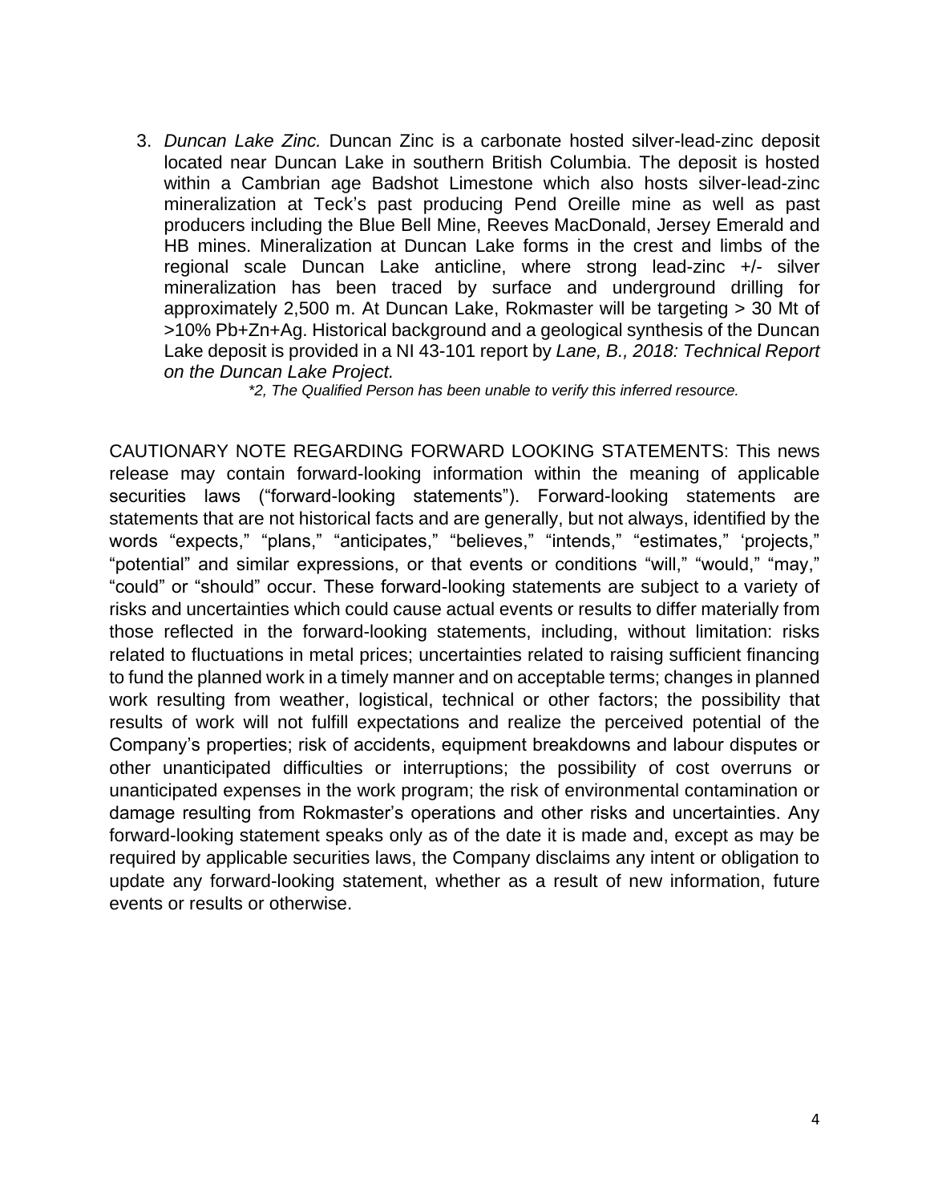3. *Duncan Lake Zinc.* Duncan Zinc is a carbonate hosted silver-lead-zinc deposit located near Duncan Lake in southern British Columbia. The deposit is hosted within a Cambrian age Badshot Limestone which also hosts silver-lead-zinc mineralization at Teck's past producing Pend Oreille mine as well as past producers including the Blue Bell Mine, Reeves MacDonald, Jersey Emerald and HB mines. Mineralization at Duncan Lake forms in the crest and limbs of the regional scale Duncan Lake anticline, where strong lead-zinc +/- silver mineralization has been traced by surface and underground drilling for approximately 2,500 m. At Duncan Lake, Rokmaster will be targeting > 30 Mt of >10% Pb+Zn+Ag. Historical background and a geological synthesis of the Duncan Lake deposit is provided in a NI 43-101 report by *Lane, B., 2018: Technical Report on the Duncan Lake Project.*

*\*2, The Qualified Person has been unable to verify this inferred resource.*

CAUTIONARY NOTE REGARDING FORWARD LOOKING STATEMENTS: This news release may contain forward-looking information within the meaning of applicable securities laws ("forward-looking statements"). Forward-looking statements are statements that are not historical facts and are generally, but not always, identified by the words "expects," "plans," "anticipates," "believes," "intends," "estimates," 'projects," "potential" and similar expressions, or that events or conditions "will," "would," "may," "could" or "should" occur. These forward-looking statements are subject to a variety of risks and uncertainties which could cause actual events or results to differ materially from those reflected in the forward-looking statements, including, without limitation: risks related to fluctuations in metal prices; uncertainties related to raising sufficient financing to fund the planned work in a timely manner and on acceptable terms; changes in planned work resulting from weather, logistical, technical or other factors; the possibility that results of work will not fulfill expectations and realize the perceived potential of the Company's properties; risk of accidents, equipment breakdowns and labour disputes or other unanticipated difficulties or interruptions; the possibility of cost overruns or unanticipated expenses in the work program; the risk of environmental contamination or damage resulting from Rokmaster's operations and other risks and uncertainties. Any forward-looking statement speaks only as of the date it is made and, except as may be required by applicable securities laws, the Company disclaims any intent or obligation to update any forward-looking statement, whether as a result of new information, future events or results or otherwise.